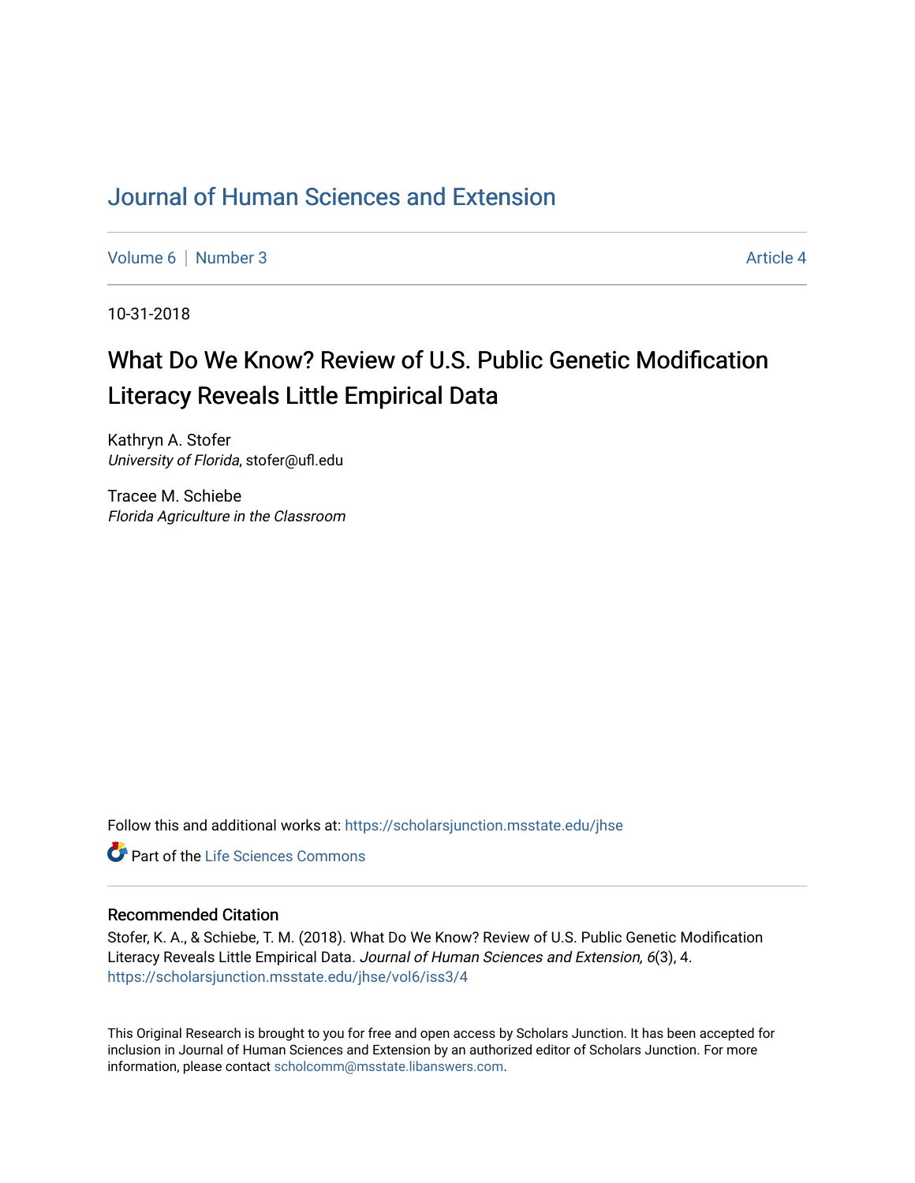# Journal of Human Sciences and Extension

Volume 6 | Number 3 | Article 4

10-31-2018

## What Do We Know? Review of U.S. Public Genetic Modification Literacy Reveals Little Empirical Data

Kathryn A. Stofer
*University of Florida*, stofer@ufl.edu

Tracee M. Schiebe
*Florida Agriculture in the Classroom*

Follow this and additional works at: https://scholarsjunction.msstate.edu/jhse

Part of the Life Sciences Commons

### Recommended Citation

Stofer, K. A., & Schiebe, T. M. (2018). What Do We Know? Review of U.S. Public Genetic Modification Literacy Reveals Little Empirical Data. *Journal of Human Sciences and Extension, 6*(3), 4. https://scholarsjunction.msstate.edu/jhse/vol6/iss3/4

This Original Research is brought to you for free and open access by Scholars Junction. It has been accepted for inclusion in Journal of Human Sciences and Extension by an authorized editor of Scholars Junction. For more information, please contact scholcomm@msstate.libanswers.com.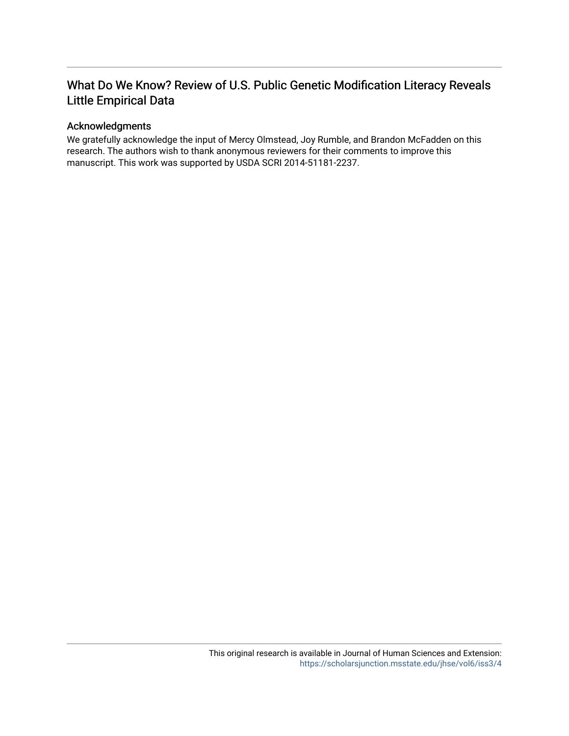# What Do We Know? Review of U.S. Public Genetic Modification Literacy Reveals Little Empirical Data

## Acknowledgments

We gratefully acknowledge the input of Mercy Olmstead, Joy Rumble, and Brandon McFadden on this research. The authors wish to thank anonymous reviewers for their comments to improve this manuscript. This work was supported by USDA SCRI 2014-51181-2237.

This original research is available in Journal of Human Sciences and Extension: https://scholarsjunction.msstate.edu/jhse/vol6/iss3/4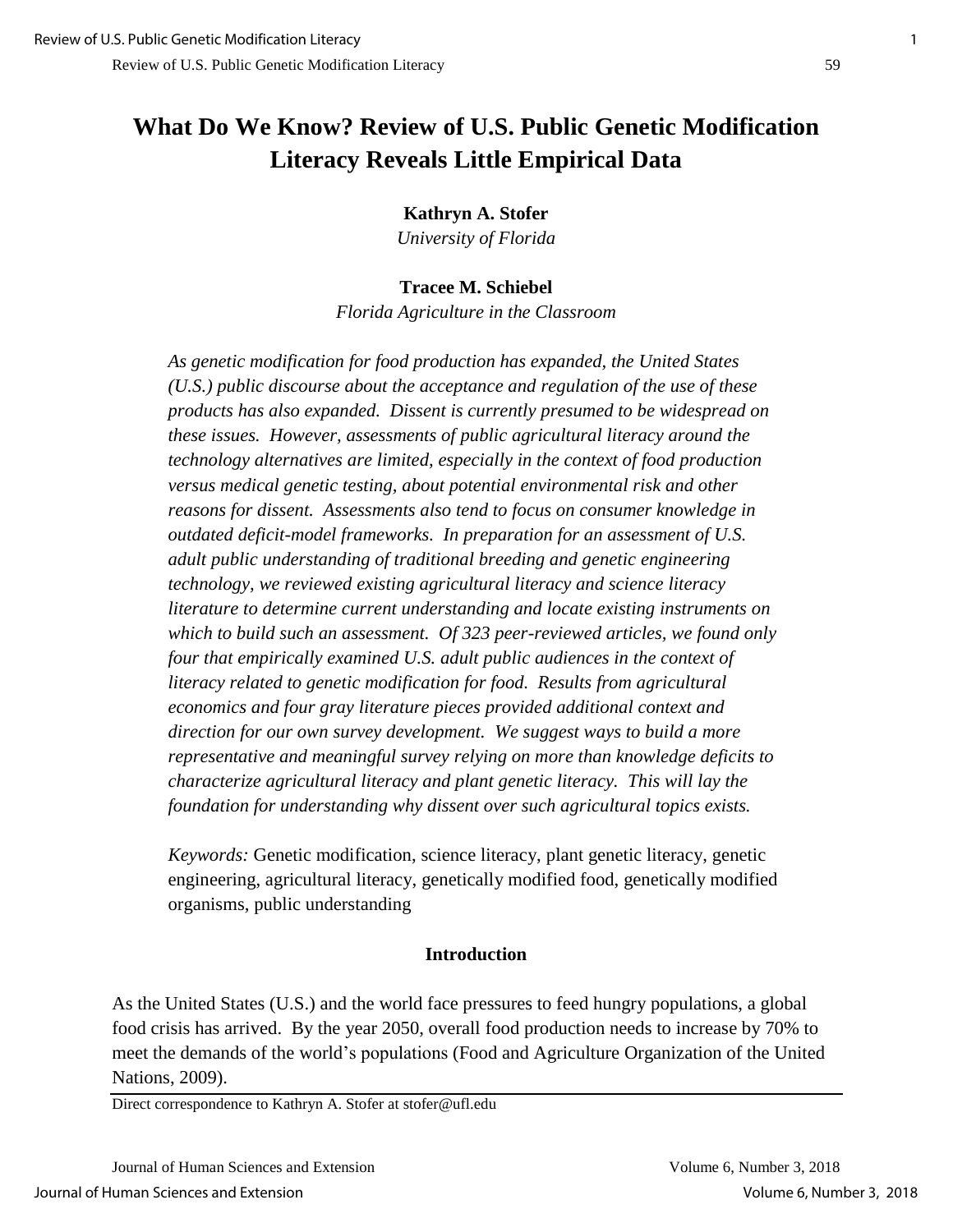# What Do We Know? Review of U.S. Public Genetic Modification Literacy Reveals Little Empirical Data

**Kathryn A. Stofer**
*University of Florida*

**Tracee M. Schiebel**
*Florida Agriculture in the Classroom*

*As genetic modification for food production has expanded, the United States (U.S.) public discourse about the acceptance and regulation of the use of these products has also expanded. Dissent is currently presumed to be widespread on these issues. However, assessments of public agricultural literacy around the technology alternatives are limited, especially in the context of food production versus medical genetic testing, about potential environmental risk and other reasons for dissent. Assessments also tend to focus on consumer knowledge in outdated deficit-model frameworks. In preparation for an assessment of U.S. adult public understanding of traditional breeding and genetic engineering technology, we reviewed existing agricultural literacy and science literacy literature to determine current understanding and locate existing instruments on which to build such an assessment. Of 323 peer-reviewed articles, we found only four that empirically examined U.S. adult public audiences in the context of literacy related to genetic modification for food. Results from agricultural economics and four gray literature pieces provided additional context and direction for our own survey development. We suggest ways to build a more representative and meaningful survey relying on more than knowledge deficits to characterize agricultural literacy and plant genetic literacy. This will lay the foundation for understanding why dissent over such agricultural topics exists.*

*Keywords:* Genetic modification, science literacy, plant genetic literacy, genetic engineering, agricultural literacy, genetically modified food, genetically modified organisms, public understanding

## Introduction

As the United States (U.S.) and the world face pressures to feed hungry populations, a global food crisis has arrived. By the year 2050, overall food production needs to increase by 70% to meet the demands of the world's populations (Food and Agriculture Organization of the United Nations, 2009).

Direct correspondence to Kathryn A. Stofer at stofer@ufl.edu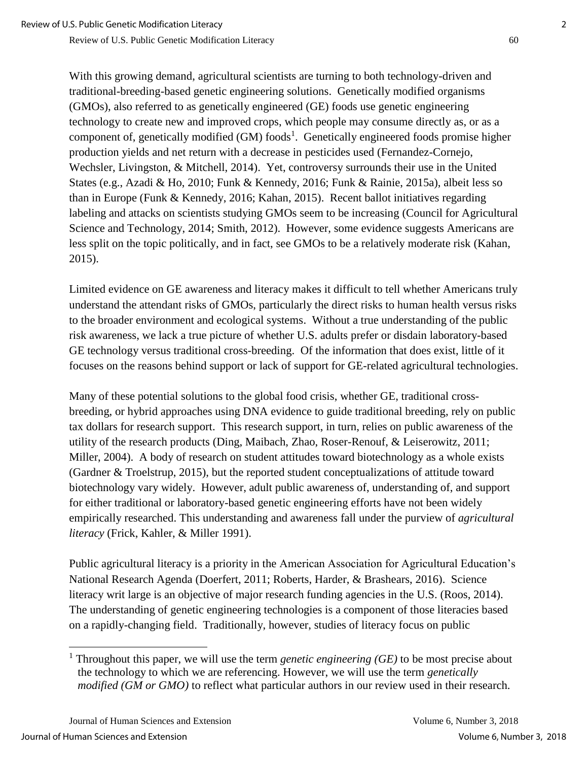With this growing demand, agricultural scientists are turning to both technology-driven and traditional-breeding-based genetic engineering solutions. Genetically modified organisms (GMOs), also referred to as genetically engineered (GE) foods use genetic engineering technology to create new and improved crops, which people may consume directly as, or as a component of, genetically modified (GM) foods[1]. Genetically engineered foods promise higher production yields and net return with a decrease in pesticides used (Fernandez-Cornejo, Wechsler, Livingston, & Mitchell, 2014). Yet, controversy surrounds their use in the United States (e.g., Azadi & Ho, 2010; Funk & Kennedy, 2016; Funk & Rainie, 2015a), albeit less so than in Europe (Funk & Kennedy, 2016; Kahan, 2015). Recent ballot initiatives regarding labeling and attacks on scientists studying GMOs seem to be increasing (Council for Agricultural Science and Technology, 2014; Smith, 2012). However, some evidence suggests Americans are less split on the topic politically, and in fact, see GMOs to be a relatively moderate risk (Kahan, 2015).

Limited evidence on GE awareness and literacy makes it difficult to tell whether Americans truly understand the attendant risks of GMOs, particularly the direct risks to human health versus risks to the broader environment and ecological systems. Without a true understanding of the public risk awareness, we lack a true picture of whether U.S. adults prefer or disdain laboratory-based GE technology versus traditional cross-breeding. Of the information that does exist, little of it focuses on the reasons behind support or lack of support for GE-related agricultural technologies.

Many of these potential solutions to the global food crisis, whether GE, traditional cross-breeding, or hybrid approaches using DNA evidence to guide traditional breeding, rely on public tax dollars for research support. This research support, in turn, relies on public awareness of the utility of the research products (Ding, Maibach, Zhao, Roser-Renouf, & Leiserowitz, 2011; Miller, 2004). A body of research on student attitudes toward biotechnology as a whole exists (Gardner & Troelstrup, 2015), but the reported student conceptualizations of attitude toward biotechnology vary widely. However, adult public awareness of, understanding of, and support for either traditional or laboratory-based genetic engineering efforts have not been widely empirically researched. This understanding and awareness fall under the purview of *agricultural literacy* (Frick, Kahler, & Miller 1991).

Public agricultural literacy is a priority in the American Association for Agricultural Education's National Research Agenda (Doerfert, 2011; Roberts, Harder, & Brashears, 2016). Science literacy writ large is an objective of major research funding agencies in the U.S. (Roos, 2014). The understanding of genetic engineering technologies is a component of those literacies based on a rapidly-changing field. Traditionally, however, studies of literacy focus on public

[1] Throughout this paper, we will use the term *genetic engineering (GE)* to be most precise about the technology to which we are referencing. However, we will use the term *genetically modified (GM or GMO)* to reflect what particular authors in our review used in their research.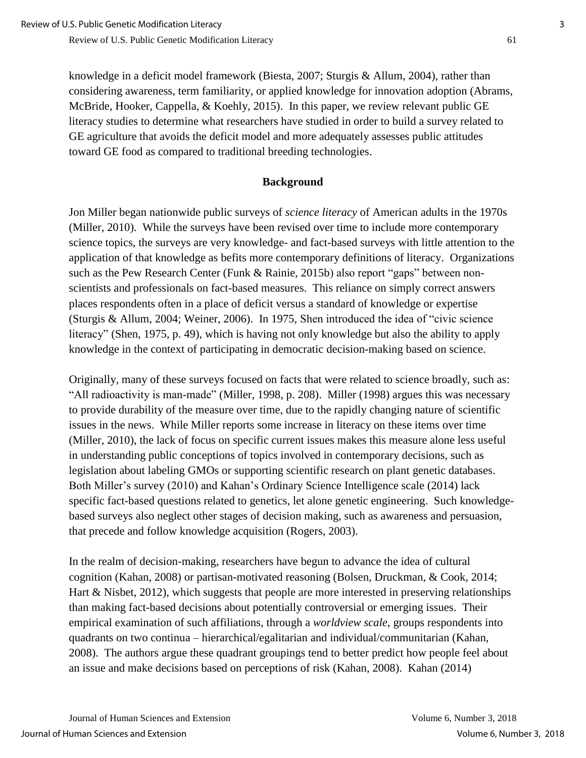knowledge in a deficit model framework (Biesta, 2007; Sturgis & Allum, 2004), rather than considering awareness, term familiarity, or applied knowledge for innovation adoption (Abrams, McBride, Hooker, Cappella, & Koehly, 2015). In this paper, we review relevant public GE literacy studies to determine what researchers have studied in order to build a survey related to GE agriculture that avoids the deficit model and more adequately assesses public attitudes toward GE food as compared to traditional breeding technologies.

## Background

Jon Miller began nationwide public surveys of *science literacy* of American adults in the 1970s (Miller, 2010). While the surveys have been revised over time to include more contemporary science topics, the surveys are very knowledge- and fact-based surveys with little attention to the application of that knowledge as befits more contemporary definitions of literacy. Organizations such as the Pew Research Center (Funk & Rainie, 2015b) also report "gaps" between non-scientists and professionals on fact-based measures. This reliance on simply correct answers places respondents often in a place of deficit versus a standard of knowledge or expertise (Sturgis & Allum, 2004; Weiner, 2006). In 1975, Shen introduced the idea of "civic science literacy" (Shen, 1975, p. 49), which is having not only knowledge but also the ability to apply knowledge in the context of participating in democratic decision-making based on science.

Originally, many of these surveys focused on facts that were related to science broadly, such as: "All radioactivity is man-made" (Miller, 1998, p. 208). Miller (1998) argues this was necessary to provide durability of the measure over time, due to the rapidly changing nature of scientific issues in the news. While Miller reports some increase in literacy on these items over time (Miller, 2010), the lack of focus on specific current issues makes this measure alone less useful in understanding public conceptions of topics involved in contemporary decisions, such as legislation about labeling GMOs or supporting scientific research on plant genetic databases. Both Miller's survey (2010) and Kahan's Ordinary Science Intelligence scale (2014) lack specific fact-based questions related to genetics, let alone genetic engineering. Such knowledge-based surveys also neglect other stages of decision making, such as awareness and persuasion, that precede and follow knowledge acquisition (Rogers, 2003).

In the realm of decision-making, researchers have begun to advance the idea of cultural cognition (Kahan, 2008) or partisan-motivated reasoning (Bolsen, Druckman, & Cook, 2014; Hart & Nisbet, 2012), which suggests that people are more interested in preserving relationships than making fact-based decisions about potentially controversial or emerging issues. Their empirical examination of such affiliations, through a *worldview scale*, groups respondents into quadrants on two continua – hierarchical/egalitarian and individual/communitarian (Kahan, 2008). The authors argue these quadrant groupings tend to better predict how people feel about an issue and make decisions based on perceptions of risk (Kahan, 2008). Kahan (2014)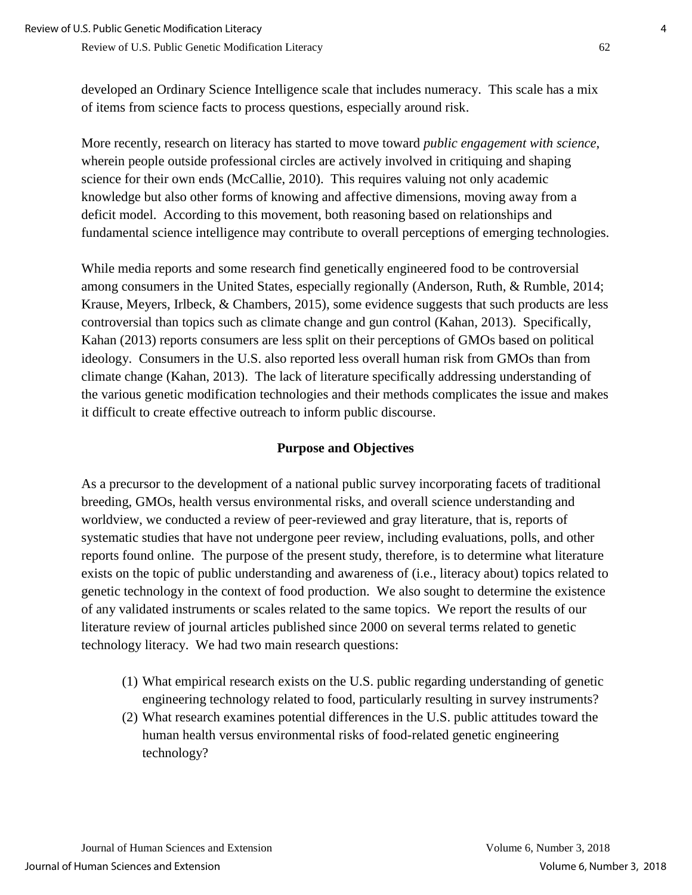developed an Ordinary Science Intelligence scale that includes numeracy. This scale has a mix of items from science facts to process questions, especially around risk.

More recently, research on literacy has started to move toward *public engagement with science*, wherein people outside professional circles are actively involved in critiquing and shaping science for their own ends (McCallie, 2010). This requires valuing not only academic knowledge but also other forms of knowing and affective dimensions, moving away from a deficit model. According to this movement, both reasoning based on relationships and fundamental science intelligence may contribute to overall perceptions of emerging technologies.

While media reports and some research find genetically engineered food to be controversial among consumers in the United States, especially regionally (Anderson, Ruth, & Rumble, 2014; Krause, Meyers, Irlbeck, & Chambers, 2015), some evidence suggests that such products are less controversial than topics such as climate change and gun control (Kahan, 2013). Specifically, Kahan (2013) reports consumers are less split on their perceptions of GMOs based on political ideology. Consumers in the U.S. also reported less overall human risk from GMOs than from climate change (Kahan, 2013). The lack of literature specifically addressing understanding of the various genetic modification technologies and their methods complicates the issue and makes it difficult to create effective outreach to inform public discourse.

## Purpose and Objectives

As a precursor to the development of a national public survey incorporating facets of traditional breeding, GMOs, health versus environmental risks, and overall science understanding and worldview, we conducted a review of peer-reviewed and gray literature, that is, reports of systematic studies that have not undergone peer review, including evaluations, polls, and other reports found online. The purpose of the present study, therefore, is to determine what literature exists on the topic of public understanding and awareness of (i.e., literacy about) topics related to genetic technology in the context of food production. We also sought to determine the existence of any validated instruments or scales related to the same topics. We report the results of our literature review of journal articles published since 2000 on several terms related to genetic technology literacy. We had two main research questions:

(1) What empirical research exists on the U.S. public regarding understanding of genetic engineering technology related to food, particularly resulting in survey instruments?
(2) What research examines potential differences in the U.S. public attitudes toward the human health versus environmental risks of food-related genetic engineering technology?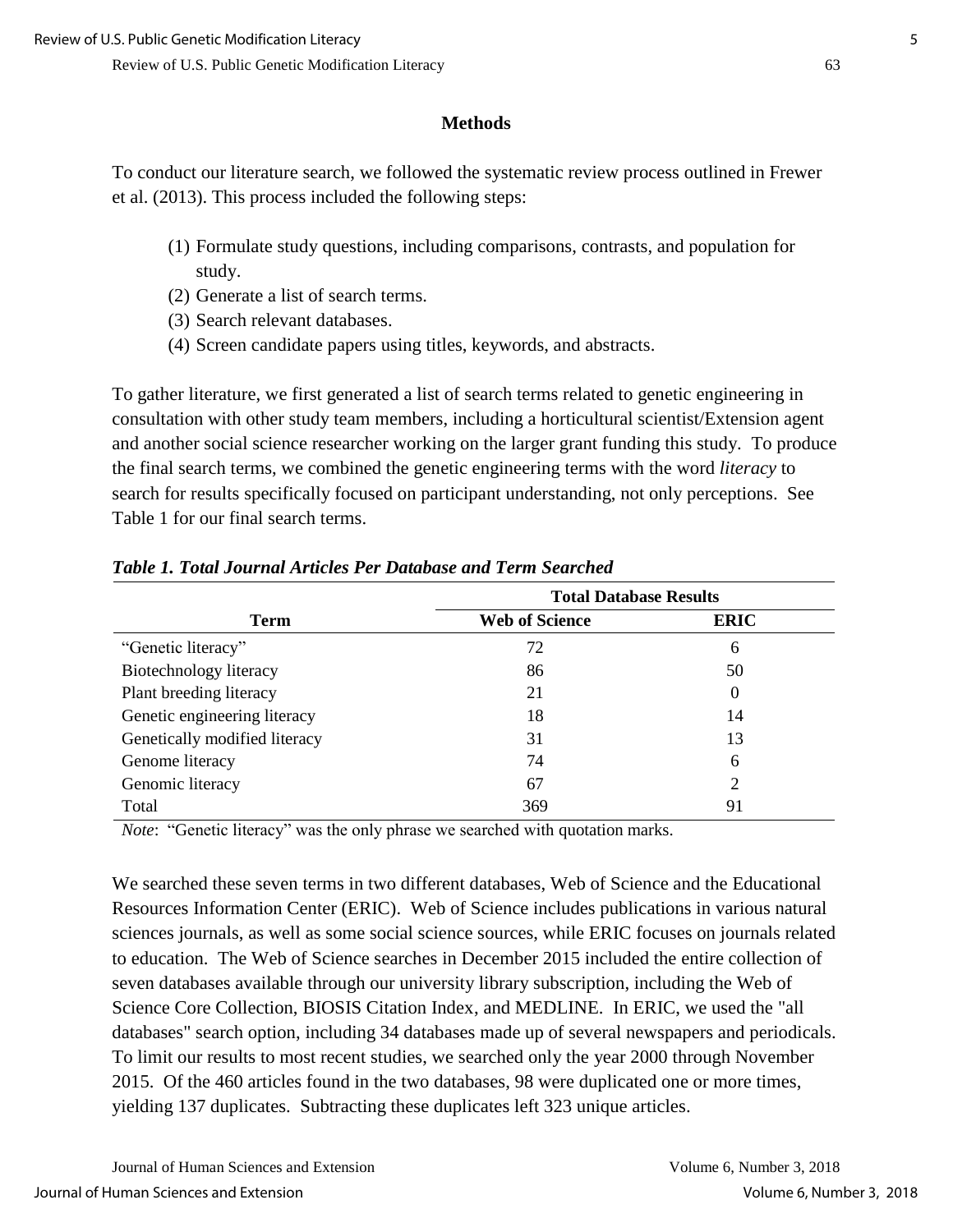## Methods

To conduct our literature search, we followed the systematic review process outlined in Frewer et al. (2013). This process included the following steps:

(1) Formulate study questions, including comparisons, contrasts, and population for study.
(2) Generate a list of search terms.
(3) Search relevant databases.
(4) Screen candidate papers using titles, keywords, and abstracts.

To gather literature, we first generated a list of search terms related to genetic engineering in consultation with other study team members, including a horticultural scientist/Extension agent and another social science researcher working on the larger grant funding this study. To produce the final search terms, we combined the genetic engineering terms with the word *literacy* to search for results specifically focused on participant understanding, not only perceptions. See Table 1 for our final search terms.

***Table 1. Total Journal Articles Per Database and Term Searched***

| | Total Database Results | |
|---|---|---|
| **Term** | **Web of Science** | **ERIC** |
| "Genetic literacy" | 72 | 6 |
| Biotechnology literacy | 86 | 50 |
| Plant breeding literacy | 21 | 0 |
| Genetic engineering literacy | 18 | 14 |
| Genetically modified literacy | 31 | 13 |
| Genome literacy | 74 | 6 |
| Genomic literacy | 67 | 2 |
| Total | 369 | 91 |

*Note*: "Genetic literacy" was the only phrase we searched with quotation marks.

We searched these seven terms in two different databases, Web of Science and the Educational Resources Information Center (ERIC). Web of Science includes publications in various natural sciences journals, as well as some social science sources, while ERIC focuses on journals related to education. The Web of Science searches in December 2015 included the entire collection of seven databases available through our university library subscription, including the Web of Science Core Collection, BIOSIS Citation Index, and MEDLINE. In ERIC, we used the "all databases" search option, including 34 databases made up of several newspapers and periodicals. To limit our results to most recent studies, we searched only the year 2000 through November 2015. Of the 460 articles found in the two databases, 98 were duplicated one or more times, yielding 137 duplicates. Subtracting these duplicates left 323 unique articles.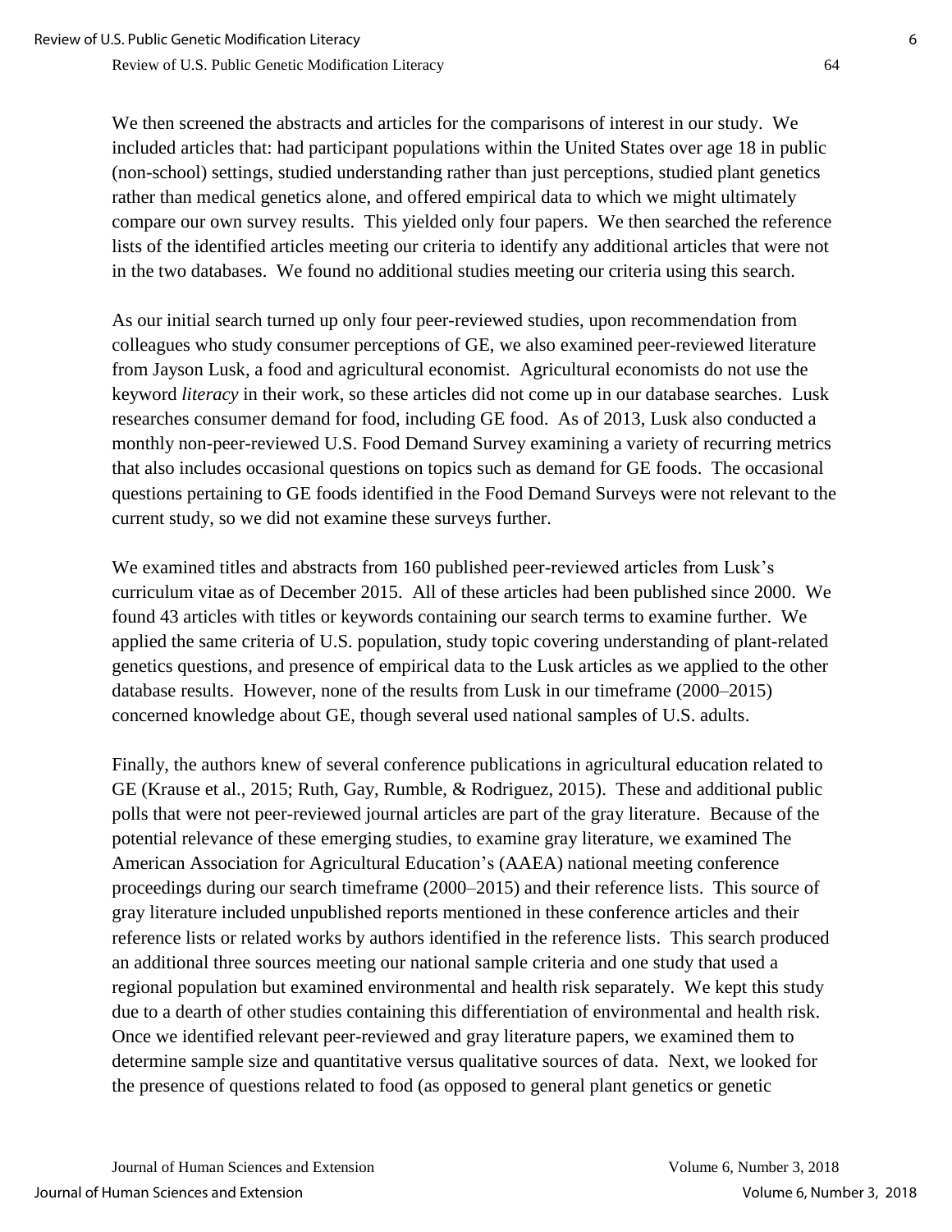We then screened the abstracts and articles for the comparisons of interest in our study. We included articles that: had participant populations within the United States over age 18 in public (non-school) settings, studied understanding rather than just perceptions, studied plant genetics rather than medical genetics alone, and offered empirical data to which we might ultimately compare our own survey results. This yielded only four papers. We then searched the reference lists of the identified articles meeting our criteria to identify any additional articles that were not in the two databases. We found no additional studies meeting our criteria using this search.

As our initial search turned up only four peer-reviewed studies, upon recommendation from colleagues who study consumer perceptions of GE, we also examined peer-reviewed literature from Jayson Lusk, a food and agricultural economist. Agricultural economists do not use the keyword *literacy* in their work, so these articles did not come up in our database searches. Lusk researches consumer demand for food, including GE food. As of 2013, Lusk also conducted a monthly non-peer-reviewed U.S. Food Demand Survey examining a variety of recurring metrics that also includes occasional questions on topics such as demand for GE foods. The occasional questions pertaining to GE foods identified in the Food Demand Surveys were not relevant to the current study, so we did not examine these surveys further.

We examined titles and abstracts from 160 published peer-reviewed articles from Lusk's curriculum vitae as of December 2015. All of these articles had been published since 2000. We found 43 articles with titles or keywords containing our search terms to examine further. We applied the same criteria of U.S. population, study topic covering understanding of plant-related genetics questions, and presence of empirical data to the Lusk articles as we applied to the other database results. However, none of the results from Lusk in our timeframe (2000–2015) concerned knowledge about GE, though several used national samples of U.S. adults.

Finally, the authors knew of several conference publications in agricultural education related to GE (Krause et al., 2015; Ruth, Gay, Rumble, & Rodriguez, 2015). These and additional public polls that were not peer-reviewed journal articles are part of the gray literature. Because of the potential relevance of these emerging studies, to examine gray literature, we examined The American Association for Agricultural Education's (AAEA) national meeting conference proceedings during our search timeframe (2000–2015) and their reference lists. This source of gray literature included unpublished reports mentioned in these conference articles and their reference lists or related works by authors identified in the reference lists. This search produced an additional three sources meeting our national sample criteria and one study that used a regional population but examined environmental and health risk separately. We kept this study due to a dearth of other studies containing this differentiation of environmental and health risk. Once we identified relevant peer-reviewed and gray literature papers, we examined them to determine sample size and quantitative versus qualitative sources of data. Next, we looked for the presence of questions related to food (as opposed to general plant genetics or genetic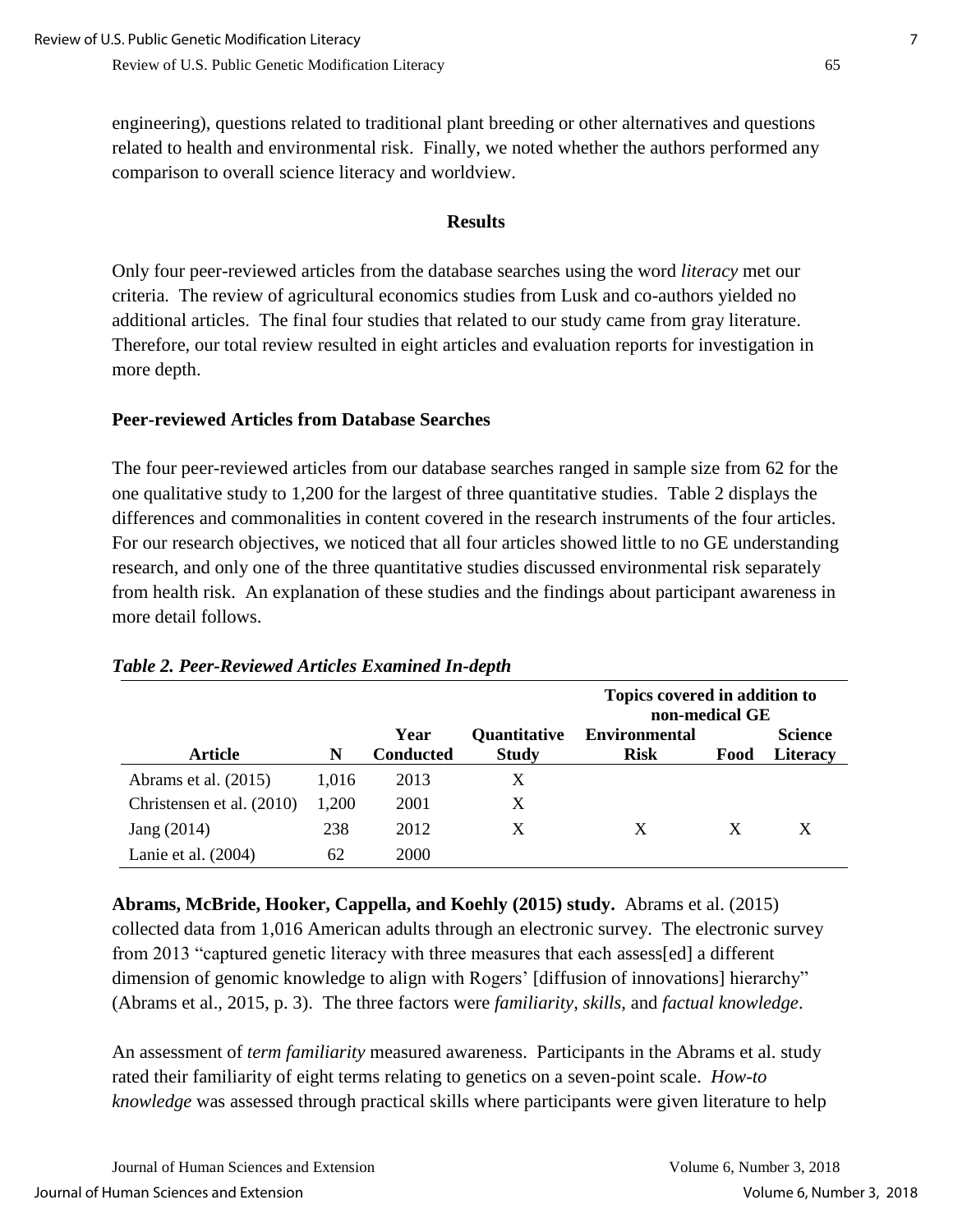engineering), questions related to traditional plant breeding or other alternatives and questions related to health and environmental risk. Finally, we noted whether the authors performed any comparison to overall science literacy and worldview.

## Results

Only four peer-reviewed articles from the database searches using the word *literacy* met our criteria. The review of agricultural economics studies from Lusk and co-authors yielded no additional articles. The final four studies that related to our study came from gray literature. Therefore, our total review resulted in eight articles and evaluation reports for investigation in more depth.

### Peer-reviewed Articles from Database Searches

The four peer-reviewed articles from our database searches ranged in sample size from 62 for the one qualitative study to 1,200 for the largest of three quantitative studies. Table 2 displays the differences and commonalities in content covered in the research instruments of the four articles. For our research objectives, we noticed that all four articles showed little to no GE understanding research, and only one of the three quantitative studies discussed environmental risk separately from health risk. An explanation of these studies and the findings about participant awareness in more detail follows.

***Table 2. Peer-Reviewed Articles Examined In-depth***

| | | | | Topics covered in addition to non-medical GE | | |
|---|---|---|---|---|---|---|
| **Article** | **N** | **Year Conducted** | **Quantitative Study** | **Environmental Risk** | **Food** | **Science Literacy** |
| Abrams et al. (2015) | 1,016 | 2013 | X | | | |
| Christensen et al. (2010) | 1,200 | 2001 | X | | | |
| Jang (2014) | 238 | 2012 | X | X | X | X |
| Lanie et al. (2004) | 62 | 2000 | | | | |

**Abrams, McBride, Hooker, Cappella, and Koehly (2015) study.** Abrams et al. (2015) collected data from 1,016 American adults through an electronic survey. The electronic survey from 2013 "captured genetic literacy with three measures that each assess[ed] a different dimension of genomic knowledge to align with Rogers' [diffusion of innovations] hierarchy" (Abrams et al., 2015, p. 3). The three factors were *familiarity*, *skills*, and *factual knowledge*.

An assessment of *term familiarity* measured awareness. Participants in the Abrams et al. study rated their familiarity of eight terms relating to genetics on a seven-point scale. *How-to knowledge* was assessed through practical skills where participants were given literature to help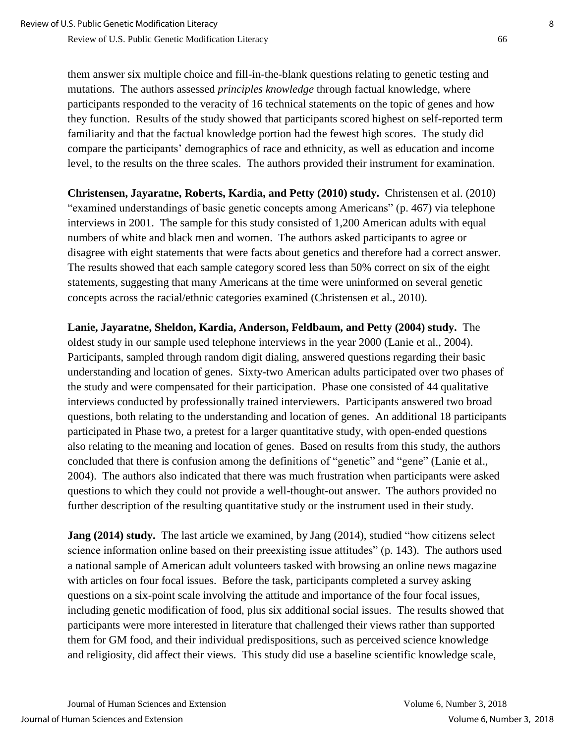them answer six multiple choice and fill-in-the-blank questions relating to genetic testing and mutations. The authors assessed *principles knowledge* through factual knowledge, where participants responded to the veracity of 16 technical statements on the topic of genes and how they function. Results of the study showed that participants scored highest on self-reported term familiarity and that the factual knowledge portion had the fewest high scores. The study did compare the participants' demographics of race and ethnicity, as well as education and income level, to the results on the three scales. The authors provided their instrument for examination.

**Christensen, Jayaratne, Roberts, Kardia, and Petty (2010) study.** Christensen et al. (2010) "examined understandings of basic genetic concepts among Americans" (p. 467) via telephone interviews in 2001. The sample for this study consisted of 1,200 American adults with equal numbers of white and black men and women. The authors asked participants to agree or disagree with eight statements that were facts about genetics and therefore had a correct answer. The results showed that each sample category scored less than 50% correct on six of the eight statements, suggesting that many Americans at the time were uninformed on several genetic concepts across the racial/ethnic categories examined (Christensen et al., 2010).

**Lanie, Jayaratne, Sheldon, Kardia, Anderson, Feldbaum, and Petty (2004) study.** The oldest study in our sample used telephone interviews in the year 2000 (Lanie et al., 2004). Participants, sampled through random digit dialing, answered questions regarding their basic understanding and location of genes. Sixty-two American adults participated over two phases of the study and were compensated for their participation. Phase one consisted of 44 qualitative interviews conducted by professionally trained interviewers. Participants answered two broad questions, both relating to the understanding and location of genes. An additional 18 participants participated in Phase two, a pretest for a larger quantitative study, with open-ended questions also relating to the meaning and location of genes. Based on results from this study, the authors concluded that there is confusion among the definitions of "genetic" and "gene" (Lanie et al., 2004). The authors also indicated that there was much frustration when participants were asked questions to which they could not provide a well-thought-out answer. The authors provided no further description of the resulting quantitative study or the instrument used in their study.

**Jang (2014) study.** The last article we examined, by Jang (2014), studied "how citizens select science information online based on their preexisting issue attitudes" (p. 143). The authors used a national sample of American adult volunteers tasked with browsing an online news magazine with articles on four focal issues. Before the task, participants completed a survey asking questions on a six-point scale involving the attitude and importance of the four focal issues, including genetic modification of food, plus six additional social issues. The results showed that participants were more interested in literature that challenged their views rather than supported them for GM food, and their individual predispositions, such as perceived science knowledge and religiosity, did affect their views. This study did use a baseline scientific knowledge scale,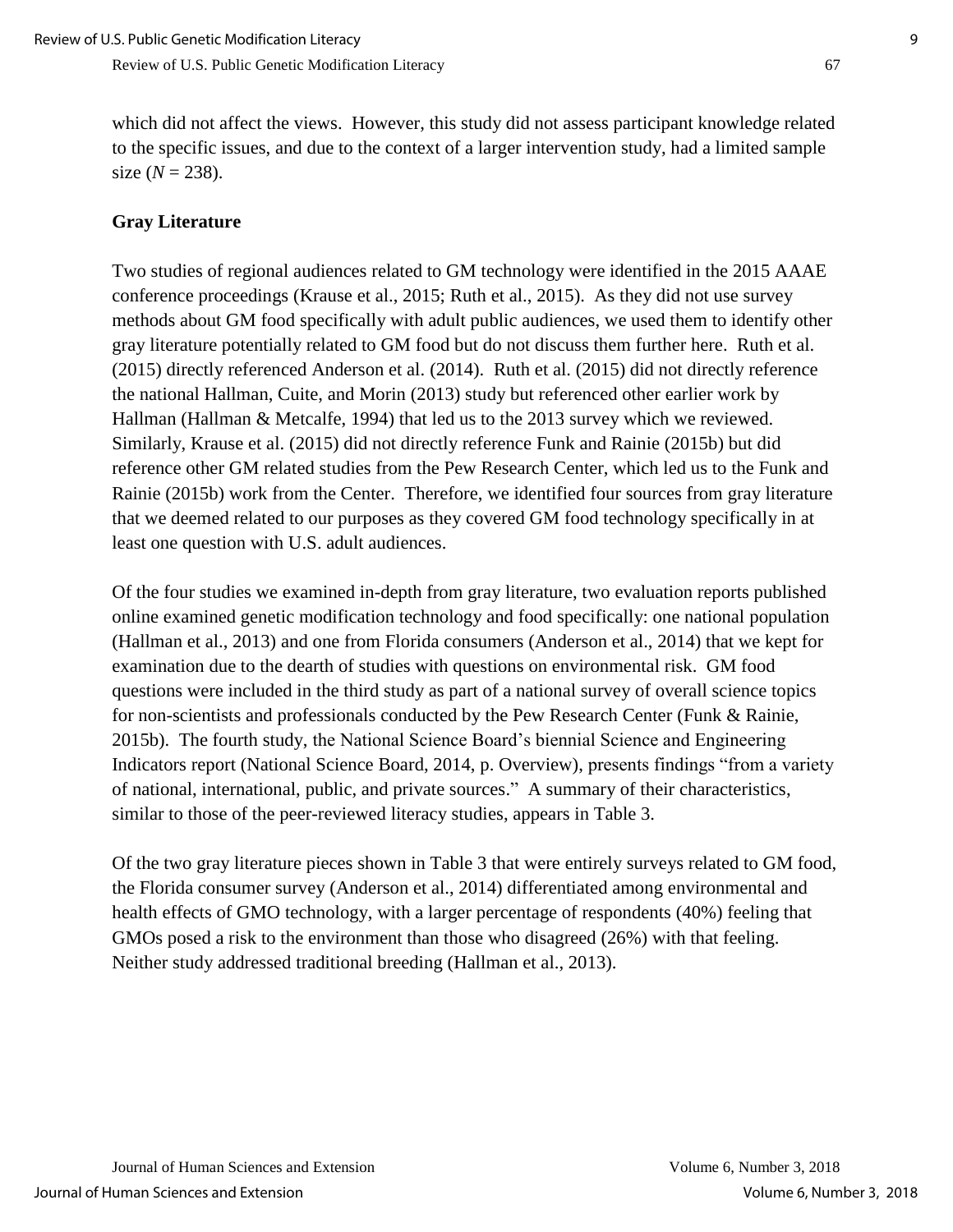which did not affect the views. However, this study did not assess participant knowledge related to the specific issues, and due to the context of a larger intervention study, had a limited sample size (*N* = 238).

**Gray Literature**

Two studies of regional audiences related to GM technology were identified in the 2015 AAAE conference proceedings (Krause et al., 2015; Ruth et al., 2015). As they did not use survey methods about GM food specifically with adult public audiences, we used them to identify other gray literature potentially related to GM food but do not discuss them further here. Ruth et al. (2015) directly referenced Anderson et al. (2014). Ruth et al. (2015) did not directly reference the national Hallman, Cuite, and Morin (2013) study but referenced other earlier work by Hallman (Hallman & Metcalfe, 1994) that led us to the 2013 survey which we reviewed. Similarly, Krause et al. (2015) did not directly reference Funk and Rainie (2015b) but did reference other GM related studies from the Pew Research Center, which led us to the Funk and Rainie (2015b) work from the Center. Therefore, we identified four sources from gray literature that we deemed related to our purposes as they covered GM food technology specifically in at least one question with U.S. adult audiences.

Of the four studies we examined in-depth from gray literature, two evaluation reports published online examined genetic modification technology and food specifically: one national population (Hallman et al., 2013) and one from Florida consumers (Anderson et al., 2014) that we kept for examination due to the dearth of studies with questions on environmental risk. GM food questions were included in the third study as part of a national survey of overall science topics for non-scientists and professionals conducted by the Pew Research Center (Funk & Rainie, 2015b). The fourth study, the National Science Board's biennial Science and Engineering Indicators report (National Science Board, 2014, p. Overview), presents findings "from a variety of national, international, public, and private sources." A summary of their characteristics, similar to those of the peer-reviewed literacy studies, appears in Table 3.

Of the two gray literature pieces shown in Table 3 that were entirely surveys related to GM food, the Florida consumer survey (Anderson et al., 2014) differentiated among environmental and health effects of GMO technology, with a larger percentage of respondents (40%) feeling that GMOs posed a risk to the environment than those who disagreed (26%) with that feeling. Neither study addressed traditional breeding (Hallman et al., 2013).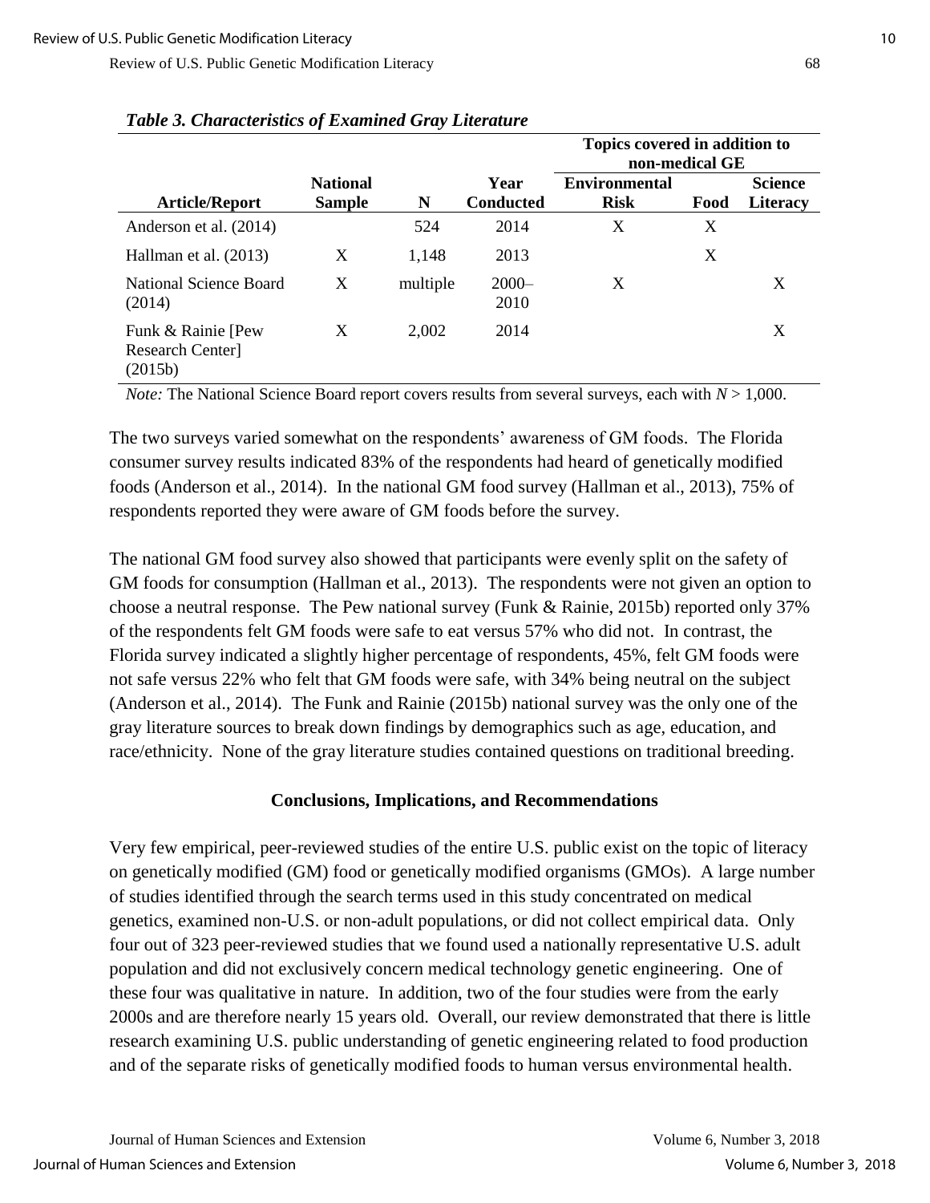*Table 3. Characteristics of Examined Gray Literature*

| | | | | Topics covered in addition to non-medical GE | | |
|---|---|---|---|---|---|---|
| **Article/Report** | **National Sample** | **N** | **Year Conducted** | **Environmental Risk** | **Food** | **Science Literacy** |
| Anderson et al. (2014) | | 524 | 2014 | X | X | |
| Hallman et al. (2013) | X | 1,148 | 2013 | | X | |
| National Science Board (2014) | X | multiple | 2000–2010 | X | | X |
| Funk & Rainie [Pew Research Center] (2015b) | X | 2,002 | 2014 | | | X |

*Note:* The National Science Board report covers results from several surveys, each with $N > 1{,}000$.

The two surveys varied somewhat on the respondents' awareness of GM foods. The Florida consumer survey results indicated 83% of the respondents had heard of genetically modified foods (Anderson et al., 2014). In the national GM food survey (Hallman et al., 2013), 75% of respondents reported they were aware of GM foods before the survey.

The national GM food survey also showed that participants were evenly split on the safety of GM foods for consumption (Hallman et al., 2013). The respondents were not given an option to choose a neutral response. The Pew national survey (Funk & Rainie, 2015b) reported only 37% of the respondents felt GM foods were safe to eat versus 57% who did not. In contrast, the Florida survey indicated a slightly higher percentage of respondents, 45%, felt GM foods were not safe versus 22% who felt that GM foods were safe, with 34% being neutral on the subject (Anderson et al., 2014). The Funk and Rainie (2015b) national survey was the only one of the gray literature sources to break down findings by demographics such as age, education, and race/ethnicity. None of the gray literature studies contained questions on traditional breeding.

## Conclusions, Implications, and Recommendations

Very few empirical, peer-reviewed studies of the entire U.S. public exist on the topic of literacy on genetically modified (GM) food or genetically modified organisms (GMOs). A large number of studies identified through the search terms used in this study concentrated on medical genetics, examined non-U.S. or non-adult populations, or did not collect empirical data. Only four out of 323 peer-reviewed studies that we found used a nationally representative U.S. adult population and did not exclusively concern medical technology genetic engineering. One of these four was qualitative in nature. In addition, two of the four studies were from the early 2000s and are therefore nearly 15 years old. Overall, our review demonstrated that there is little research examining U.S. public understanding of genetic engineering related to food production and of the separate risks of genetically modified foods to human versus environmental health.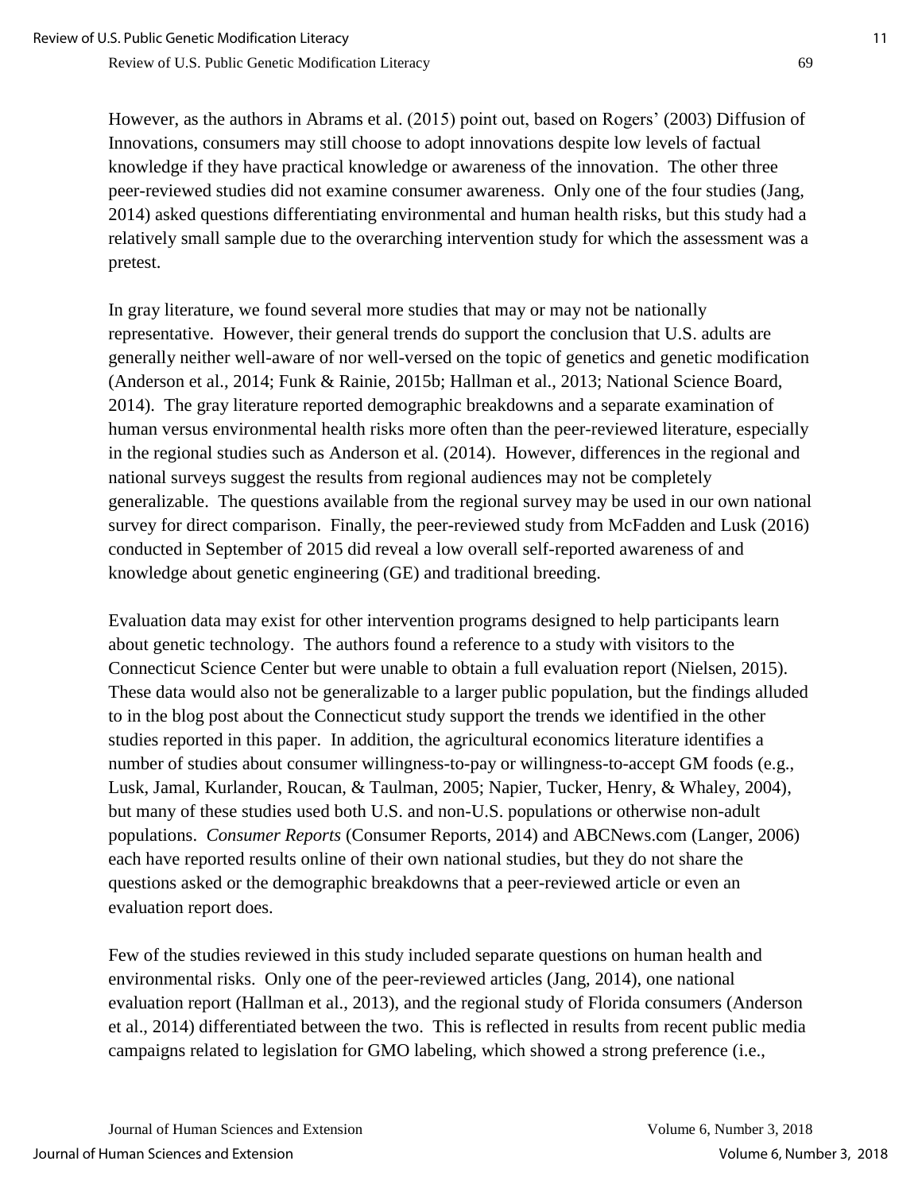However, as the authors in Abrams et al. (2015) point out, based on Rogers' (2003) Diffusion of Innovations, consumers may still choose to adopt innovations despite low levels of factual knowledge if they have practical knowledge or awareness of the innovation. The other three peer-reviewed studies did not examine consumer awareness. Only one of the four studies (Jang, 2014) asked questions differentiating environmental and human health risks, but this study had a relatively small sample due to the overarching intervention study for which the assessment was a pretest.

In gray literature, we found several more studies that may or may not be nationally representative. However, their general trends do support the conclusion that U.S. adults are generally neither well-aware of nor well-versed on the topic of genetics and genetic modification (Anderson et al., 2014; Funk & Rainie, 2015b; Hallman et al., 2013; National Science Board, 2014). The gray literature reported demographic breakdowns and a separate examination of human versus environmental health risks more often than the peer-reviewed literature, especially in the regional studies such as Anderson et al. (2014). However, differences in the regional and national surveys suggest the results from regional audiences may not be completely generalizable. The questions available from the regional survey may be used in our own national survey for direct comparison. Finally, the peer-reviewed study from McFadden and Lusk (2016) conducted in September of 2015 did reveal a low overall self-reported awareness of and knowledge about genetic engineering (GE) and traditional breeding.

Evaluation data may exist for other intervention programs designed to help participants learn about genetic technology. The authors found a reference to a study with visitors to the Connecticut Science Center but were unable to obtain a full evaluation report (Nielsen, 2015). These data would also not be generalizable to a larger public population, but the findings alluded to in the blog post about the Connecticut study support the trends we identified in the other studies reported in this paper. In addition, the agricultural economics literature identifies a number of studies about consumer willingness-to-pay or willingness-to-accept GM foods (e.g., Lusk, Jamal, Kurlander, Roucan, & Taulman, 2005; Napier, Tucker, Henry, & Whaley, 2004), but many of these studies used both U.S. and non-U.S. populations or otherwise non-adult populations. *Consumer Reports* (Consumer Reports, 2014) and ABCNews.com (Langer, 2006) each have reported results online of their own national studies, but they do not share the questions asked or the demographic breakdowns that a peer-reviewed article or even an evaluation report does.

Few of the studies reviewed in this study included separate questions on human health and environmental risks. Only one of the peer-reviewed articles (Jang, 2014), one national evaluation report (Hallman et al., 2013), and the regional study of Florida consumers (Anderson et al., 2014) differentiated between the two. This is reflected in results from recent public media campaigns related to legislation for GMO labeling, which showed a strong preference (i.e.,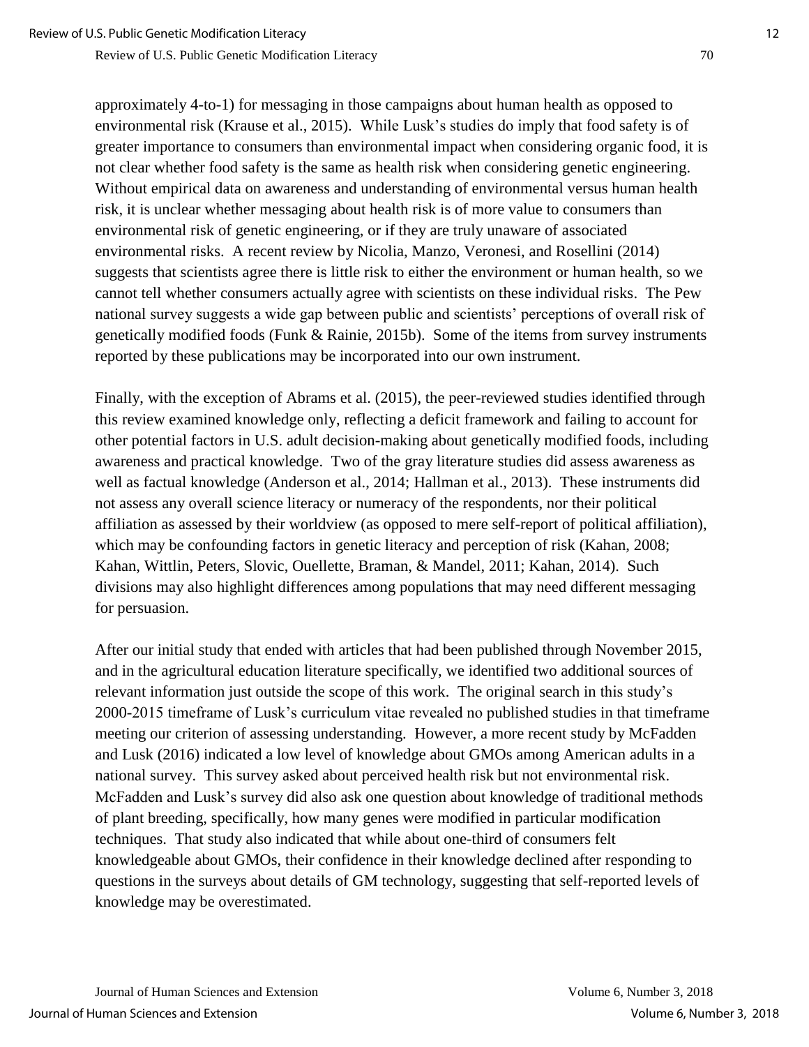approximately 4-to-1) for messaging in those campaigns about human health as opposed to environmental risk (Krause et al., 2015). While Lusk's studies do imply that food safety is of greater importance to consumers than environmental impact when considering organic food, it is not clear whether food safety is the same as health risk when considering genetic engineering. Without empirical data on awareness and understanding of environmental versus human health risk, it is unclear whether messaging about health risk is of more value to consumers than environmental risk of genetic engineering, or if they are truly unaware of associated environmental risks. A recent review by Nicolia, Manzo, Veronesi, and Rosellini (2014) suggests that scientists agree there is little risk to either the environment or human health, so we cannot tell whether consumers actually agree with scientists on these individual risks. The Pew national survey suggests a wide gap between public and scientists' perceptions of overall risk of genetically modified foods (Funk & Rainie, 2015b). Some of the items from survey instruments reported by these publications may be incorporated into our own instrument.

Finally, with the exception of Abrams et al. (2015), the peer-reviewed studies identified through this review examined knowledge only, reflecting a deficit framework and failing to account for other potential factors in U.S. adult decision-making about genetically modified foods, including awareness and practical knowledge. Two of the gray literature studies did assess awareness as well as factual knowledge (Anderson et al., 2014; Hallman et al., 2013). These instruments did not assess any overall science literacy or numeracy of the respondents, nor their political affiliation as assessed by their worldview (as opposed to mere self-report of political affiliation), which may be confounding factors in genetic literacy and perception of risk (Kahan, 2008; Kahan, Wittlin, Peters, Slovic, Ouellette, Braman, & Mandel, 2011; Kahan, 2014). Such divisions may also highlight differences among populations that may need different messaging for persuasion.

After our initial study that ended with articles that had been published through November 2015, and in the agricultural education literature specifically, we identified two additional sources of relevant information just outside the scope of this work. The original search in this study's 2000-2015 timeframe of Lusk's curriculum vitae revealed no published studies in that timeframe meeting our criterion of assessing understanding. However, a more recent study by McFadden and Lusk (2016) indicated a low level of knowledge about GMOs among American adults in a national survey. This survey asked about perceived health risk but not environmental risk. McFadden and Lusk's survey did also ask one question about knowledge of traditional methods of plant breeding, specifically, how many genes were modified in particular modification techniques. That study also indicated that while about one-third of consumers felt knowledgeable about GMOs, their confidence in their knowledge declined after responding to questions in the surveys about details of GM technology, suggesting that self-reported levels of knowledge may be overestimated.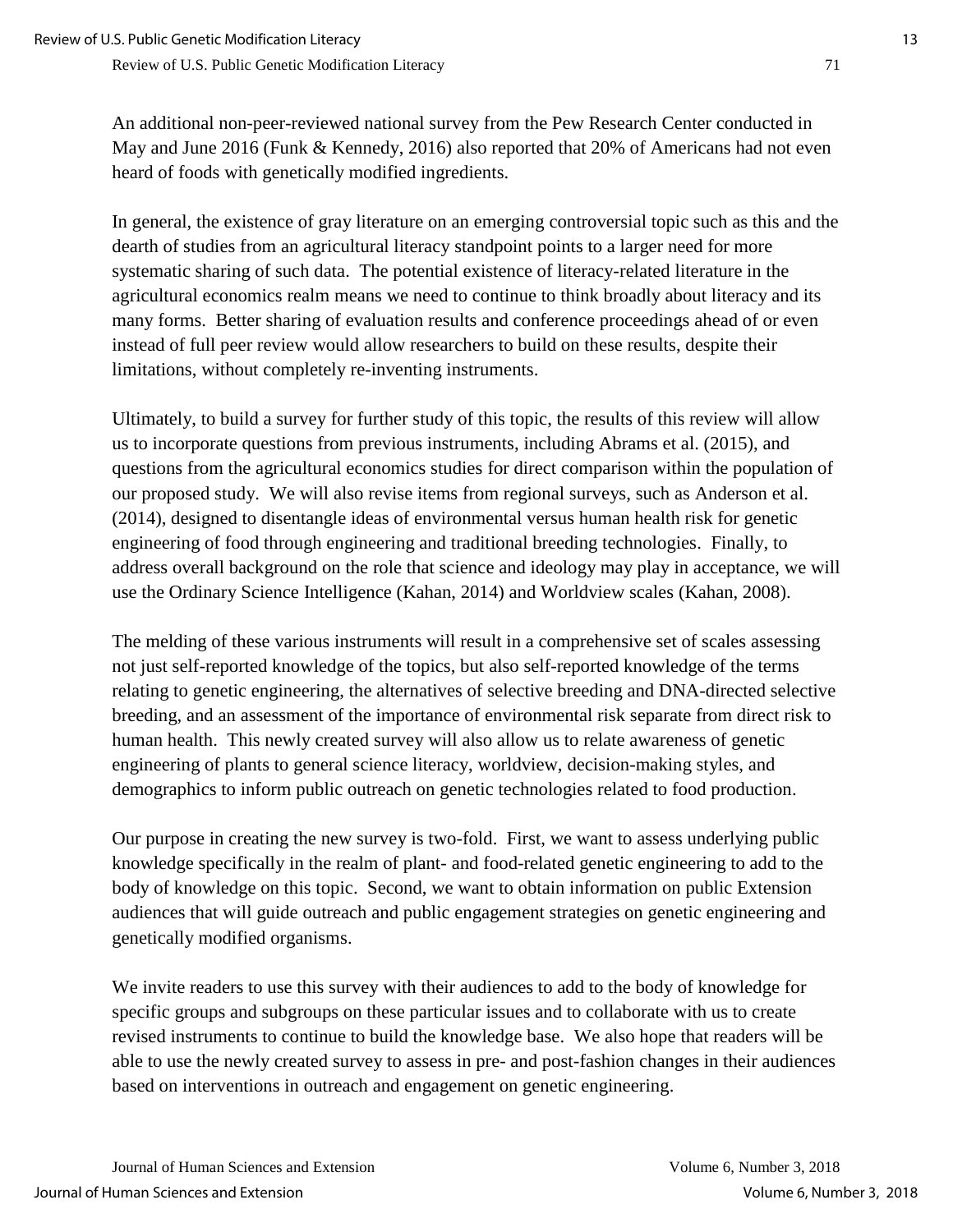An additional non-peer-reviewed national survey from the Pew Research Center conducted in May and June 2016 (Funk & Kennedy, 2016) also reported that 20% of Americans had not even heard of foods with genetically modified ingredients.

In general, the existence of gray literature on an emerging controversial topic such as this and the dearth of studies from an agricultural literacy standpoint points to a larger need for more systematic sharing of such data. The potential existence of literacy-related literature in the agricultural economics realm means we need to continue to think broadly about literacy and its many forms. Better sharing of evaluation results and conference proceedings ahead of or even instead of full peer review would allow researchers to build on these results, despite their limitations, without completely re-inventing instruments.

Ultimately, to build a survey for further study of this topic, the results of this review will allow us to incorporate questions from previous instruments, including Abrams et al. (2015), and questions from the agricultural economics studies for direct comparison within the population of our proposed study. We will also revise items from regional surveys, such as Anderson et al. (2014), designed to disentangle ideas of environmental versus human health risk for genetic engineering of food through engineering and traditional breeding technologies. Finally, to address overall background on the role that science and ideology may play in acceptance, we will use the Ordinary Science Intelligence (Kahan, 2014) and Worldview scales (Kahan, 2008).

The melding of these various instruments will result in a comprehensive set of scales assessing not just self-reported knowledge of the topics, but also self-reported knowledge of the terms relating to genetic engineering, the alternatives of selective breeding and DNA-directed selective breeding, and an assessment of the importance of environmental risk separate from direct risk to human health. This newly created survey will also allow us to relate awareness of genetic engineering of plants to general science literacy, worldview, decision-making styles, and demographics to inform public outreach on genetic technologies related to food production.

Our purpose in creating the new survey is two-fold. First, we want to assess underlying public knowledge specifically in the realm of plant- and food-related genetic engineering to add to the body of knowledge on this topic. Second, we want to obtain information on public Extension audiences that will guide outreach and public engagement strategies on genetic engineering and genetically modified organisms.

We invite readers to use this survey with their audiences to add to the body of knowledge for specific groups and subgroups on these particular issues and to collaborate with us to create revised instruments to continue to build the knowledge base. We also hope that readers will be able to use the newly created survey to assess in pre- and post-fashion changes in their audiences based on interventions in outreach and engagement on genetic engineering.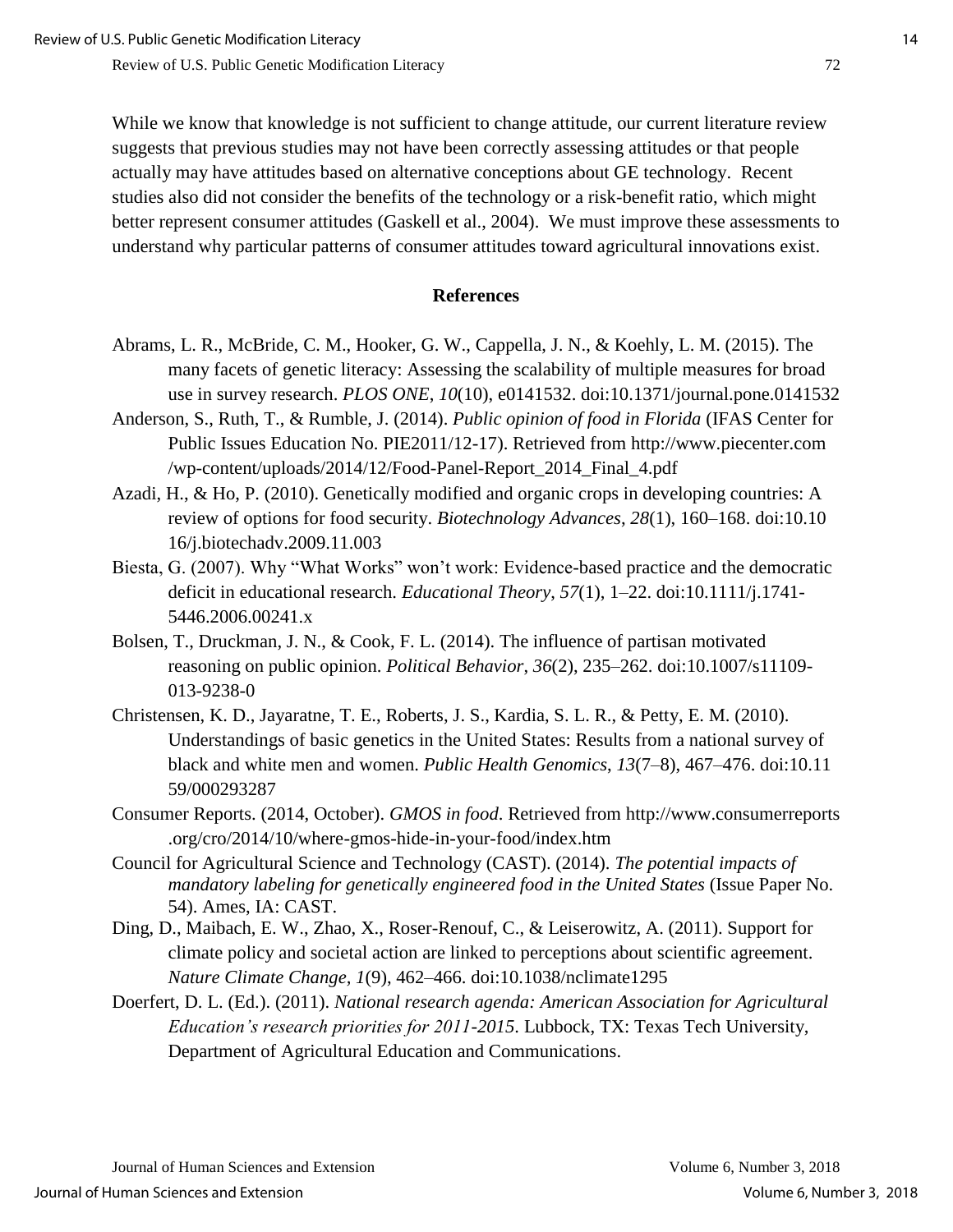While we know that knowledge is not sufficient to change attitude, our current literature review suggests that previous studies may not have been correctly assessing attitudes or that people actually may have attitudes based on alternative conceptions about GE technology. Recent studies also did not consider the benefits of the technology or a risk-benefit ratio, which might better represent consumer attitudes (Gaskell et al., 2004). We must improve these assessments to understand why particular patterns of consumer attitudes toward agricultural innovations exist.

## References

Abrams, L. R., McBride, C. M., Hooker, G. W., Cappella, J. N., & Koehly, L. M. (2015). The many facets of genetic literacy: Assessing the scalability of multiple measures for broad use in survey research. *PLOS ONE*, *10*(10), e0141532. doi:10.1371/journal.pone.0141532

Anderson, S., Ruth, T., & Rumble, J. (2014). *Public opinion of food in Florida* (IFAS Center for Public Issues Education No. PIE2011/12-17). Retrieved from http://www.piecenter.com/wp-content/uploads/2014/12/Food-Panel-Report_2014_Final_4.pdf

Azadi, H., & Ho, P. (2010). Genetically modified and organic crops in developing countries: A review of options for food security. *Biotechnology Advances*, *28*(1), 160–168. doi:10.1016/j.biotechadv.2009.11.003

Biesta, G. (2007). Why "What Works" won't work: Evidence-based practice and the democratic deficit in educational research. *Educational Theory*, *57*(1), 1–22. doi:10.1111/j.1741-5446.2006.00241.x

Bolsen, T., Druckman, J. N., & Cook, F. L. (2014). The influence of partisan motivated reasoning on public opinion. *Political Behavior*, *36*(2), 235–262. doi:10.1007/s11109-013-9238-0

Christensen, K. D., Jayaratne, T. E., Roberts, J. S., Kardia, S. L. R., & Petty, E. M. (2010). Understandings of basic genetics in the United States: Results from a national survey of black and white men and women. *Public Health Genomics*, *13*(7–8), 467–476. doi:10.1159/000293287

Consumer Reports. (2014, October). *GMOS in food*. Retrieved from http://www.consumerreports.org/cro/2014/10/where-gmos-hide-in-your-food/index.htm

Council for Agricultural Science and Technology (CAST). (2014). *The potential impacts of mandatory labeling for genetically engineered food in the United States* (Issue Paper No. 54). Ames, IA: CAST.

Ding, D., Maibach, E. W., Zhao, X., Roser-Renouf, C., & Leiserowitz, A. (2011). Support for climate policy and societal action are linked to perceptions about scientific agreement. *Nature Climate Change*, *1*(9), 462–466. doi:10.1038/nclimate1295

Doerfert, D. L. (Ed.). (2011). *National research agenda: American Association for Agricultural Education's research priorities for 2011-2015*. Lubbock, TX: Texas Tech University, Department of Agricultural Education and Communications.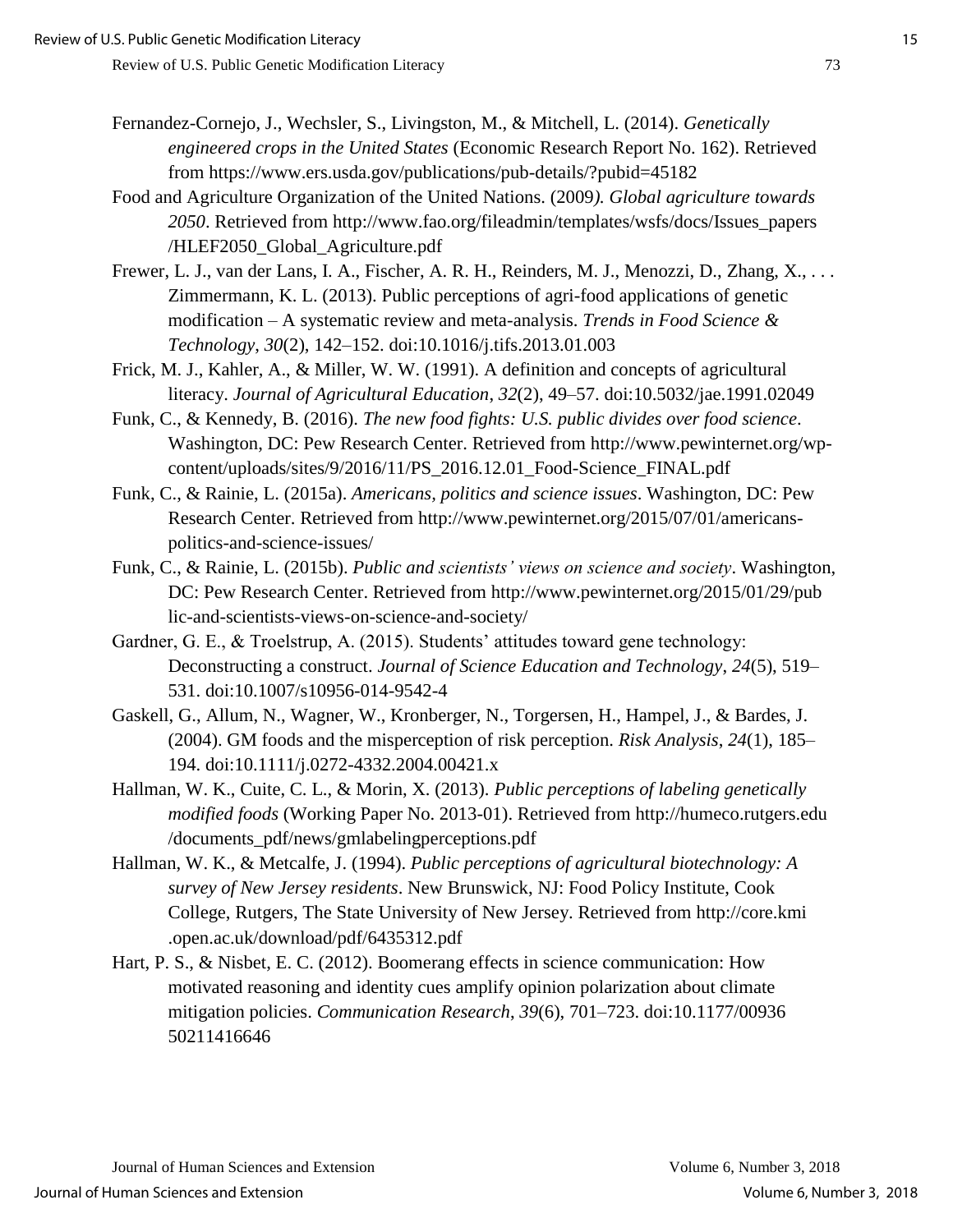Fernandez-Cornejo, J., Wechsler, S., Livingston, M., & Mitchell, L. (2014). *Genetically engineered crops in the United States* (Economic Research Report No. 162). Retrieved from https://www.ers.usda.gov/publications/pub-details/?pubid=45182

Food and Agriculture Organization of the United Nations. (2009*). Global agriculture towards 2050*. Retrieved from http://www.fao.org/fileadmin/templates/wsfs/docs/Issues_papers/HLEF2050_Global_Agriculture.pdf

Frewer, L. J., van der Lans, I. A., Fischer, A. R. H., Reinders, M. J., Menozzi, D., Zhang, X., . . . Zimmermann, K. L. (2013). Public perceptions of agri-food applications of genetic modification – A systematic review and meta-analysis. *Trends in Food Science & Technology*, *30*(2), 142–152. doi:10.1016/j.tifs.2013.01.003

Frick, M. J., Kahler, A., & Miller, W. W. (1991). A definition and concepts of agricultural literacy. *Journal of Agricultural Education*, *32*(2), 49–57. doi:10.5032/jae.1991.02049

Funk, C., & Kennedy, B. (2016). *The new food fights: U.S. public divides over food science*. Washington, DC: Pew Research Center. Retrieved from http://www.pewinternet.org/wp-content/uploads/sites/9/2016/11/PS_2016.12.01_Food-Science_FINAL.pdf

Funk, C., & Rainie, L. (2015a). *Americans, politics and science issues*. Washington, DC: Pew Research Center. Retrieved from http://www.pewinternet.org/2015/07/01/americans-politics-and-science-issues/

Funk, C., & Rainie, L. (2015b). *Public and scientists' views on science and society*. Washington, DC: Pew Research Center. Retrieved from http://www.pewinternet.org/2015/01/29/public-and-scientists-views-on-science-and-society/

Gardner, G. E., & Troelstrup, A. (2015). Students' attitudes toward gene technology: Deconstructing a construct. *Journal of Science Education and Technology*, *24*(5), 519–531. doi:10.1007/s10956-014-9542-4

Gaskell, G., Allum, N., Wagner, W., Kronberger, N., Torgersen, H., Hampel, J., & Bardes, J. (2004). GM foods and the misperception of risk perception. *Risk Analysis*, *24*(1), 185–194. doi:10.1111/j.0272-4332.2004.00421.x

Hallman, W. K., Cuite, C. L., & Morin, X. (2013). *Public perceptions of labeling genetically modified foods* (Working Paper No. 2013-01). Retrieved from http://humeco.rutgers.edu/documents_pdf/news/gmlabelingperceptions.pdf

Hallman, W. K., & Metcalfe, J. (1994). *Public perceptions of agricultural biotechnology: A survey of New Jersey residents*. New Brunswick, NJ: Food Policy Institute, Cook College, Rutgers, The State University of New Jersey. Retrieved from http://core.kmi.open.ac.uk/download/pdf/6435312.pdf

Hart, P. S., & Nisbet, E. C. (2012). Boomerang effects in science communication: How motivated reasoning and identity cues amplify opinion polarization about climate mitigation policies. *Communication Research*, *39*(6), 701–723. doi:10.1177/0093650211416646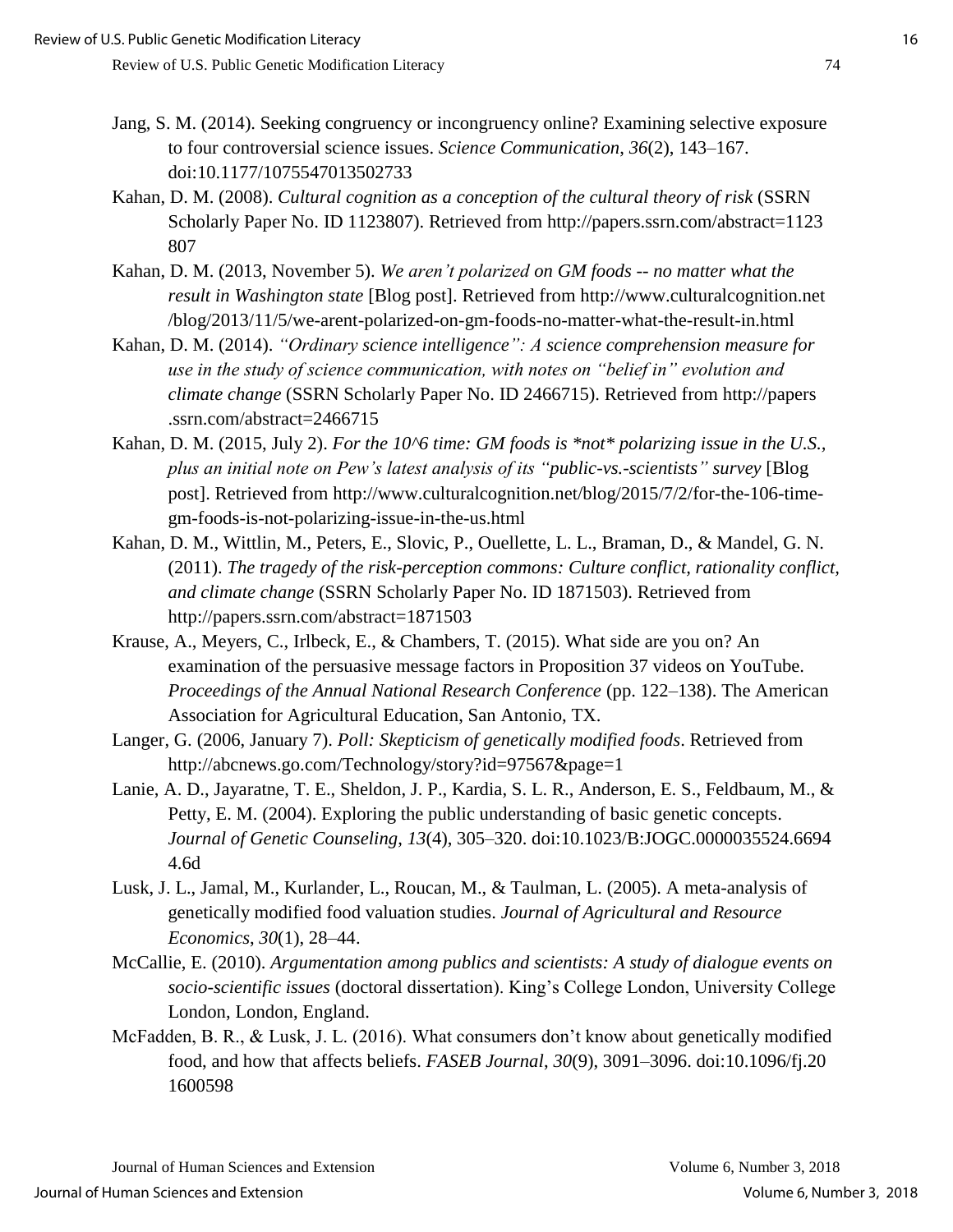Jang, S. M. (2014). Seeking congruency or incongruency online? Examining selective exposure to four controversial science issues. *Science Communication*, *36*(2), 143–167. doi:10.1177/1075547013502733

Kahan, D. M. (2008). *Cultural cognition as a conception of the cultural theory of risk* (SSRN Scholarly Paper No. ID 1123807). Retrieved from http://papers.ssrn.com/abstract=1123807

Kahan, D. M. (2013, November 5). *We aren't polarized on GM foods -- no matter what the result in Washington state* [Blog post]. Retrieved from http://www.culturalcognition.net/blog/2013/11/5/we-arent-polarized-on-gm-foods-no-matter-what-the-result-in.html

Kahan, D. M. (2014). *"Ordinary science intelligence": A science comprehension measure for use in the study of science communication, with notes on "belief in" evolution and climate change* (SSRN Scholarly Paper No. ID 2466715). Retrieved from http://papers.ssrn.com/abstract=2466715

Kahan, D. M. (2015, July 2). *For the 10^6 time: GM foods is *not* polarizing issue in the U.S., plus an initial note on Pew's latest analysis of its "public-vs.-scientists" survey* [Blog post]. Retrieved from http://www.culturalcognition.net/blog/2015/7/2/for-the-106-time-gm-foods-is-not-polarizing-issue-in-the-us.html

Kahan, D. M., Wittlin, M., Peters, E., Slovic, P., Ouellette, L. L., Braman, D., & Mandel, G. N. (2011). *The tragedy of the risk-perception commons: Culture conflict, rationality conflict, and climate change* (SSRN Scholarly Paper No. ID 1871503). Retrieved from http://papers.ssrn.com/abstract=1871503

Krause, A., Meyers, C., Irlbeck, E., & Chambers, T. (2015). What side are you on? An examination of the persuasive message factors in Proposition 37 videos on YouTube. *Proceedings of the Annual National Research Conference* (pp. 122–138). The American Association for Agricultural Education, San Antonio, TX.

Langer, G. (2006, January 7). *Poll: Skepticism of genetically modified foods*. Retrieved from http://abcnews.go.com/Technology/story?id=97567&page=1

Lanie, A. D., Jayaratne, T. E., Sheldon, J. P., Kardia, S. L. R., Anderson, E. S., Feldbaum, M., & Petty, E. M. (2004). Exploring the public understanding of basic genetic concepts. *Journal of Genetic Counseling*, *13*(4), 305–320. doi:10.1023/B:JOGC.0000035524.66944.6d

Lusk, J. L., Jamal, M., Kurlander, L., Roucan, M., & Taulman, L. (2005). A meta-analysis of genetically modified food valuation studies. *Journal of Agricultural and Resource Economics*, *30*(1), 28–44.

McCallie, E. (2010). *Argumentation among publics and scientists: A study of dialogue events on socio-scientific issues* (doctoral dissertation). King's College London, University College London, London, England.

McFadden, B. R., & Lusk, J. L. (2016). What consumers don't know about genetically modified food, and how that affects beliefs. *FASEB Journal*, *30*(9), 3091–3096. doi:10.1096/fj.201600598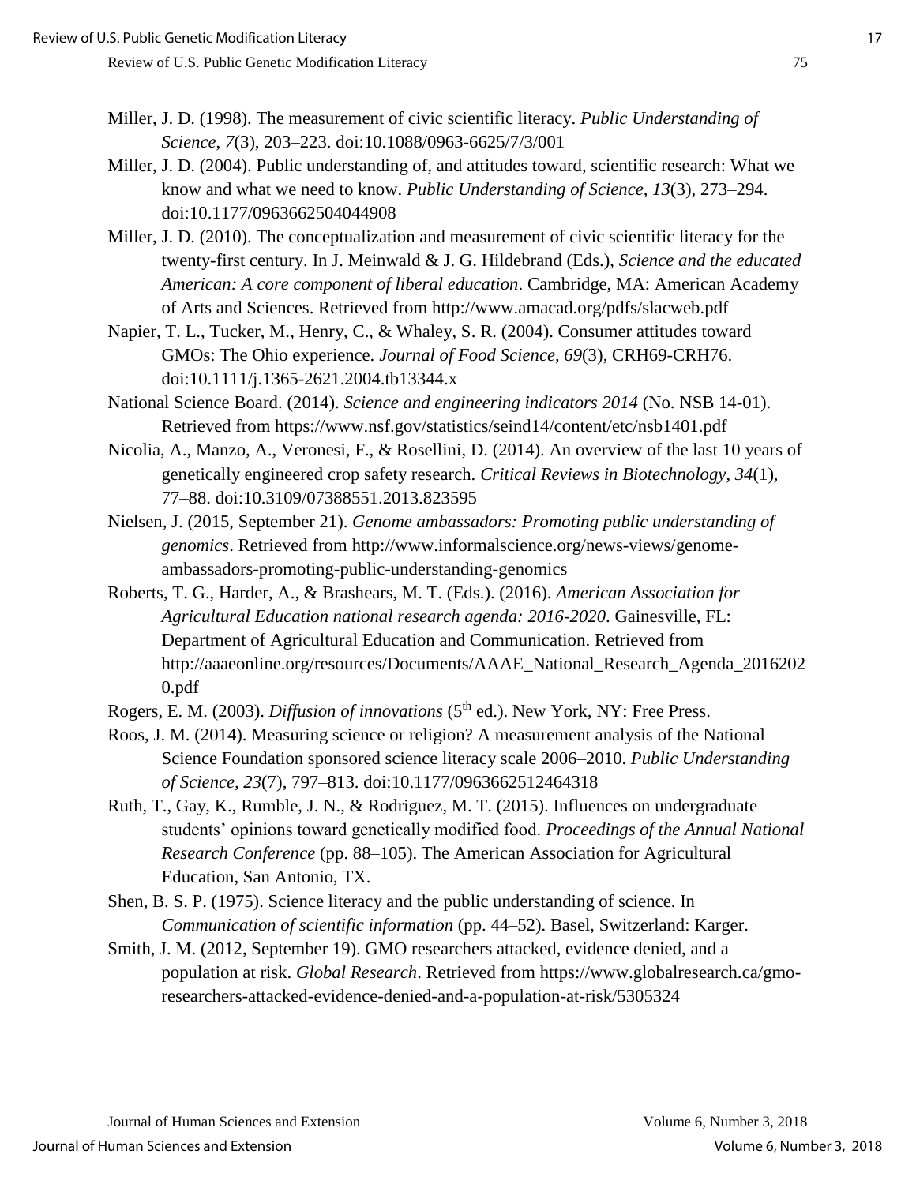Miller, J. D. (1998). The measurement of civic scientific literacy. *Public Understanding of Science, 7*(3), 203–223. doi:10.1088/0963-6625/7/3/001

Miller, J. D. (2004). Public understanding of, and attitudes toward, scientific research: What we know and what we need to know. *Public Understanding of Science, 13*(3), 273–294. doi:10.1177/0963662504044908

Miller, J. D. (2010). The conceptualization and measurement of civic scientific literacy for the twenty-first century. In J. Meinwald & J. G. Hildebrand (Eds.), *Science and the educated American: A core component of liberal education*. Cambridge, MA: American Academy of Arts and Sciences. Retrieved from http://www.amacad.org/pdfs/slacweb.pdf

Napier, T. L., Tucker, M., Henry, C., & Whaley, S. R. (2004). Consumer attitudes toward GMOs: The Ohio experience. *Journal of Food Science, 69*(3), CRH69-CRH76. doi:10.1111/j.1365-2621.2004.tb13344.x

National Science Board. (2014). *Science and engineering indicators 2014* (No. NSB 14-01). Retrieved from https://www.nsf.gov/statistics/seind14/content/etc/nsb1401.pdf

Nicolia, A., Manzo, A., Veronesi, F., & Rosellini, D. (2014). An overview of the last 10 years of genetically engineered crop safety research. *Critical Reviews in Biotechnology, 34*(1), 77–88. doi:10.3109/07388551.2013.823595

Nielsen, J. (2015, September 21). *Genome ambassadors: Promoting public understanding of genomics*. Retrieved from http://www.informalscience.org/news-views/genome-ambassadors-promoting-public-understanding-genomics

Roberts, T. G., Harder, A., & Brashears, M. T. (Eds.). (2016). *American Association for Agricultural Education national research agenda: 2016-2020*. Gainesville, FL: Department of Agricultural Education and Communication. Retrieved from http://aaaeonline.org/resources/Documents/AAAE_National_Research_Agenda_20162020.pdf

Rogers, E. M. (2003). *Diffusion of innovations* (5th ed.). New York, NY: Free Press.

Roos, J. M. (2014). Measuring science or religion? A measurement analysis of the National Science Foundation sponsored science literacy scale 2006–2010. *Public Understanding of Science, 23*(7), 797–813. doi:10.1177/0963662512464318

Ruth, T., Gay, K., Rumble, J. N., & Rodriguez, M. T. (2015). Influences on undergraduate students' opinions toward genetically modified food. *Proceedings of the Annual National Research Conference* (pp. 88–105). The American Association for Agricultural Education, San Antonio, TX.

Shen, B. S. P. (1975). Science literacy and the public understanding of science. In *Communication of scientific information* (pp. 44–52). Basel, Switzerland: Karger.

Smith, J. M. (2012, September 19). GMO researchers attacked, evidence denied, and a population at risk. *Global Research*. Retrieved from https://www.globalresearch.ca/gmo-researchers-attacked-evidence-denied-and-a-population-at-risk/5305324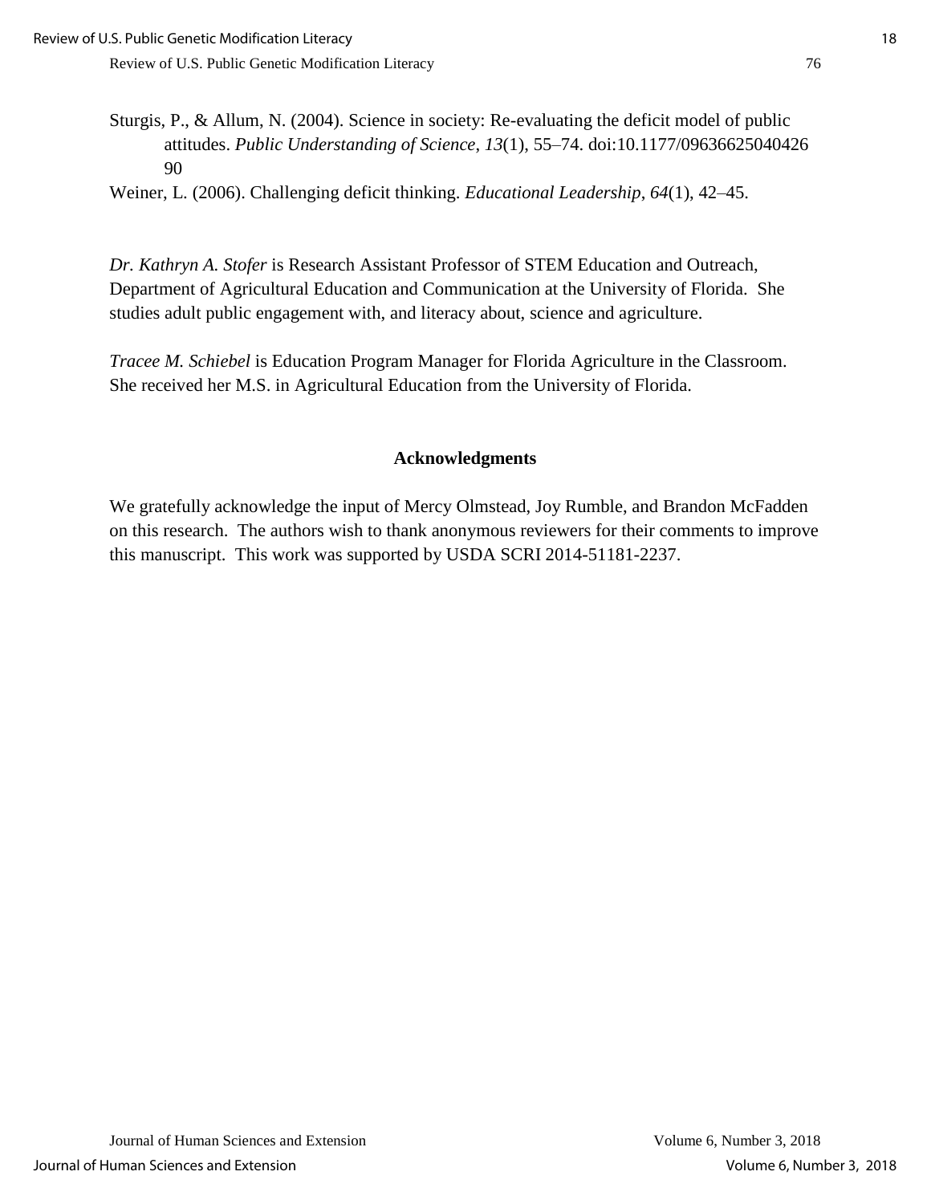Sturgis, P., & Allum, N. (2004). Science in society: Re-evaluating the deficit model of public attitudes. *Public Understanding of Science*, *13*(1), 55–74. doi:10.1177/0963662504042690

Weiner, L. (2006). Challenging deficit thinking. *Educational Leadership*, *64*(1), 42–45.

*Dr. Kathryn A. Stofer* is Research Assistant Professor of STEM Education and Outreach, Department of Agricultural Education and Communication at the University of Florida. She studies adult public engagement with, and literacy about, science and agriculture.

*Tracee M. Schiebel* is Education Program Manager for Florida Agriculture in the Classroom. She received her M.S. in Agricultural Education from the University of Florida.

## Acknowledgments

We gratefully acknowledge the input of Mercy Olmstead, Joy Rumble, and Brandon McFadden on this research. The authors wish to thank anonymous reviewers for their comments to improve this manuscript. This work was supported by USDA SCRI 2014-51181-2237.